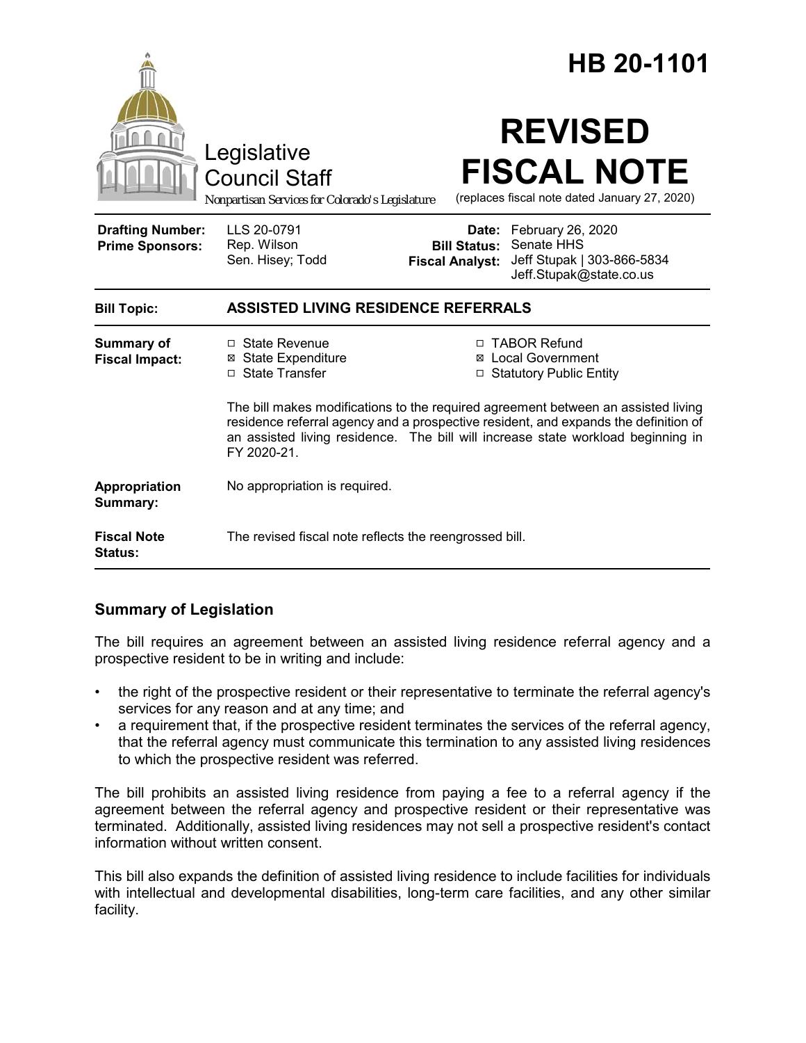# HB 20-1101

Legislative Council Staff

*Nonpartisan Services for Colorado's Legislature*

# REVISED FISCAL NOTE

(replaces fiscal note dated January 27, 2020)

| | | | |
|---|---|---|---|
| **Drafting Number:** | LLS 20-0791 | **Date:** | February 26, 2020 |
| **Prime Sponsors:** | Rep. Wilson<br>Sen. Hisey; Todd | **Bill Status:** | Senate HHS |
| | | **Fiscal Analyst:** | Jeff Stupak \| 303-866-5834<br>Jeff.Stupak@state.co.us |

| | |
|---|---|
| **Bill Topic:** | **ASSISTED LIVING RESIDENCE REFERRALS** |
| **Summary of Fiscal Impact:** | ☐ State Revenue<br>☒ State Expenditure<br>☐ State Transfer<br>☐ TABOR Refund<br>☒ Local Government<br>☐ Statutory Public Entity<br><br>The bill makes modifications to the required agreement between an assisted living residence referral agency and a prospective resident, and expands the definition of an assisted living residence. The bill will increase state workload beginning in FY 2020-21. |
| **Appropriation Summary:** | No appropriation is required. |
| **Fiscal Note Status:** | The revised fiscal note reflects the reengrossed bill. |

## Summary of Legislation

The bill requires an agreement between an assisted living residence referral agency and a prospective resident to be in writing and include:

- the right of the prospective resident or their representative to terminate the referral agency's services for any reason and at any time; and
- a requirement that, if the prospective resident terminates the services of the referral agency, that the referral agency must communicate this termination to any assisted living residences to which the prospective resident was referred.

The bill prohibits an assisted living residence from paying a fee to a referral agency if the agreement between the referral agency and prospective resident or their representative was terminated. Additionally, assisted living residences may not sell a prospective resident's contact information without written consent.

This bill also expands the definition of assisted living residence to include facilities for individuals with intellectual and developmental disabilities, long-term care facilities, and any other similar facility.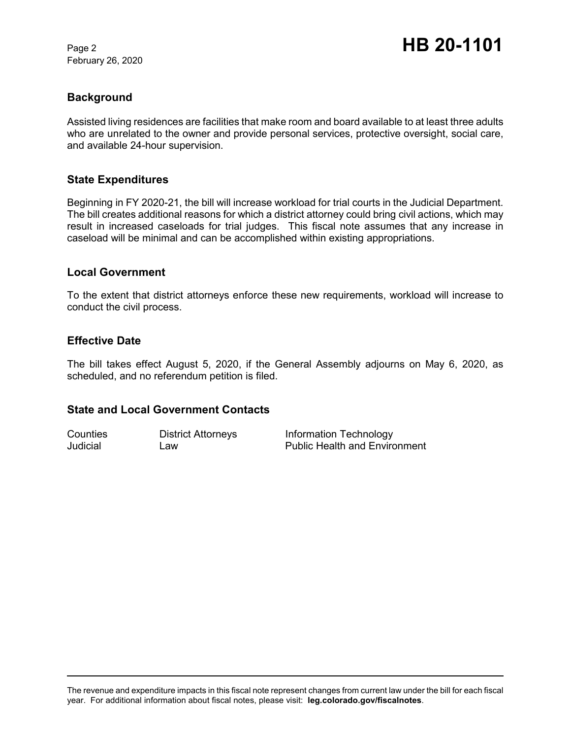## Background

Assisted living residences are facilities that make room and board available to at least three adults who are unrelated to the owner and provide personal services, protective oversight, social care, and available 24-hour supervision.

## State Expenditures

Beginning in FY 2020-21, the bill will increase workload for trial courts in the Judicial Department. The bill creates additional reasons for which a district attorney could bring civil actions, which may result in increased caseloads for trial judges. This fiscal note assumes that any increase in caseload will be minimal and can be accomplished within existing appropriations.

## Local Government

To the extent that district attorneys enforce these new requirements, workload will increase to conduct the civil process.

## Effective Date

The bill takes effect August 5, 2020, if the General Assembly adjourns on May 6, 2020, as scheduled, and no referendum petition is filed.

## State and Local Government Contacts

| | | |
|---|---|---|
| Counties | District Attorneys | Information Technology |
| Judicial | Law | Public Health and Environment |

The revenue and expenditure impacts in this fiscal note represent changes from current law under the bill for each fiscal year. For additional information about fiscal notes, please visit: **leg.colorado.gov/fiscalnotes**.